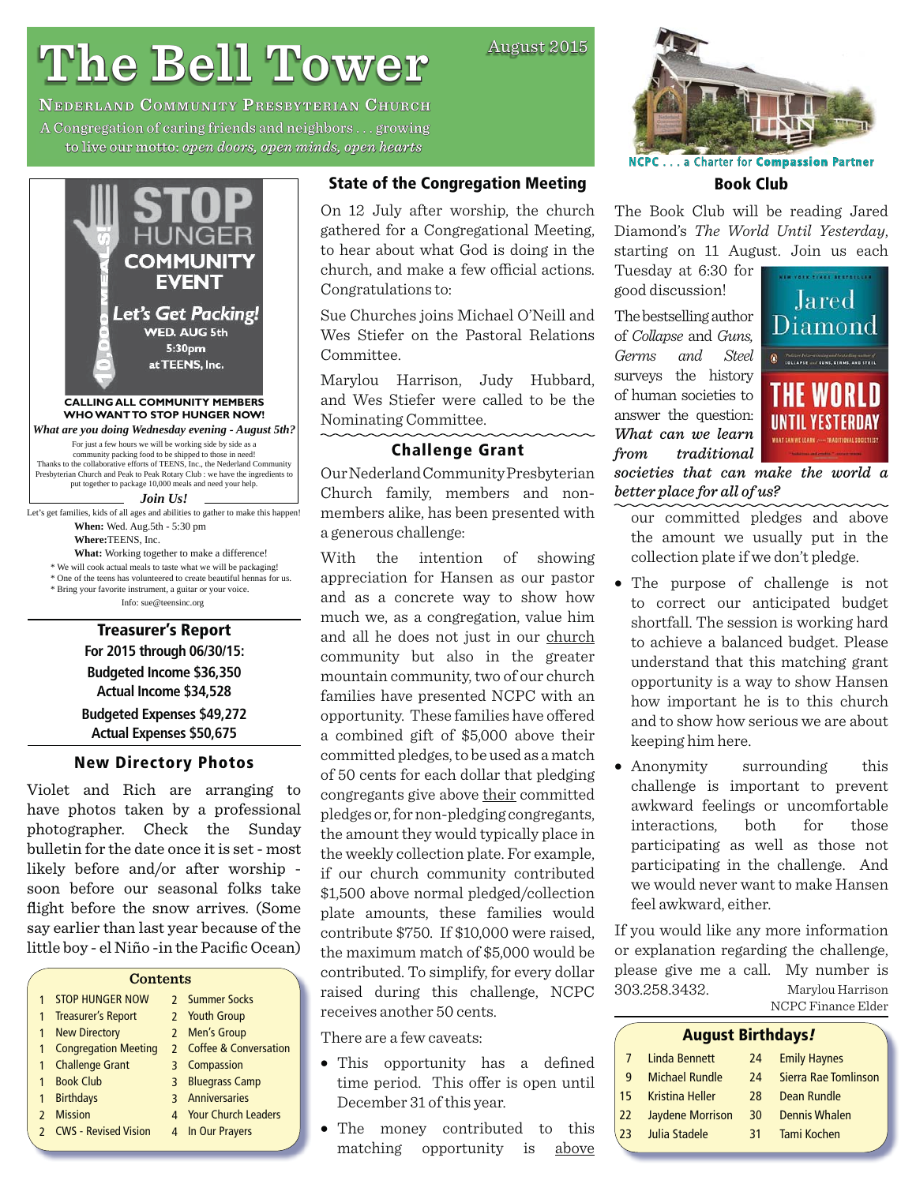# The Bell Tower

August 2015

NEDERLAND COMMUNITY PRESBYTERIAN CHURCH

A Congregation of caring friends and neighbors . . . growing to live our motto: *open doors, open minds, open hearts*

NCPC . . . a Charter for **Compassion Partner**

STOP HUNGER COMMUNITY EVENT

10,000 MEALS!

*Let's Get Packing!*

WED. AUG 5th
5:30pm
at TEENS, Inc.

**CALLING ALL COMMUNITY MEMBERS WHO WANT TO STOP HUNGER NOW!**

***What are you doing Wednesday evening - August 5th?***

For just a few hours we will be working side by side as a community packing food to be shipped to those in need! Thanks to the collaborative efforts of TEENS, Inc., the Nederland Community Presbyterian Church and Peak to Peak Rotary Club : we have the ingredients to put together to package 10,000 meals and need your help.

***Join Us!***

Let's get families, kids of all ages and abilities to gather to make this happen!

**When:** Wed. Aug.5th - 5:30 pm
**Where:**TEENS, Inc.
**What:** Working together to make a difference!

* We will cook actual meals to taste what we will be packaging!
* One of the teens has volunteered to create beautiful hennas for us.
* Bring your favorite instrument, a guitar or your voice.

Info: sue@teensinc.org

## Treasurer's Report

**For 2015 through 06/30/15:**

**Budgeted Income $36,350**
**Actual Income $34,528**

**Budgeted Expenses $49,272**
**Actual Expenses $50,675**

## New Directory Photos

Violet and Rich are arranging to have photos taken by a professional photographer. Check the Sunday bulletin for the date once it is set - most likely before and/or after worship - soon before our seasonal folks take flight before the snow arrives. (Some say earlier than last year because of the little boy - el Niño -in the Pacific Ocean)

### Contents

| | | | |
|---|---|---|---|
| 1 | STOP HUNGER NOW | 2 | Summer Socks |
| 1 | Treasurer's Report | 2 | Youth Group |
| 1 | New Directory | 2 | Men's Group |
| 1 | Congregation Meeting | 2 | Coffee & Conversation |
| 1 | Challenge Grant | 3 | Compassion |
| 1 | Book Club | 3 | Bluegrass Camp |
| 1 | Birthdays | 3 | Anniversaries |
| 2 | Mission | 4 | Your Church Leaders |
| 2 | CWS - Revised Vision | 4 | In Our Prayers |

## State of the Congregation Meeting

On 12 July after worship, the church gathered for a Congregational Meeting, to hear about what God is doing in the church, and make a few official actions. Congratulations to:

Sue Churches joins Michael O'Neill and Wes Stiefer on the Pastoral Relations Committee.

Marylou Harrison, Judy Hubbard, and Wes Stiefer were called to be the Nominating Committee.

## Challenge Grant

Our Nederland Community Presbyterian Church family, members and non-members alike, has been presented with a generous challenge:

With the intention of showing appreciation for Hansen as our pastor and as a concrete way to show how much we, as a congregation, value him and all he does not just in our church community but also in the greater mountain community, two of our church families have presented NCPC with an opportunity. These families have offered a combined gift of $5,000 above their committed pledges, to be used as a match of 50 cents for each dollar that pledging congregants give above their committed pledges or, for non-pledging congregants, the amount they would typically place in the weekly collection plate. For example, if our church community contributed $1,500 above normal pledged/collection plate amounts, these families would contribute $750. If $10,000 were raised, the maximum match of $5,000 would be contributed. To simplify, for every dollar raised during this challenge, NCPC receives another 50 cents.

There are a few caveats:

- This opportunity has a defined time period. This offer is open until December 31 of this year.
- The money contributed to this matching opportunity is above our committed pledges and above the amount we usually put in the collection plate if we don't pledge.
- The purpose of challenge is not to correct our anticipated budget shortfall. The session is working hard to achieve a balanced budget. Please understand that this matching grant opportunity is a way to show Hansen how important he is to this church and to show how serious we are about keeping him here.
- Anonymity surrounding this challenge is important to prevent awkward feelings or uncomfortable interactions, both for those participating as well as those not participating in the challenge. And we would never want to make Hansen feel awkward, either.

If you would like any more information or explanation regarding the challenge, please give me a call. My number is 303.258.3432.

Marylou Harrison
NCPC Finance Elder

## Book Club

The Book Club will be reading Jared Diamond's *The World Until Yesterday*, starting on 11 August. Join us each Tuesday at 6:30 for good discussion!

The bestselling author of *Collapse* and *Guns, Germs and Steel* surveys the history of human societies to answer the question: ***What can we learn from traditional societies that can make the world a better place for all of us?***

## August Birthdays!

| | | | |
|---|---|---|---|
| 7 | Linda Bennett | 24 | Emily Haynes |
| 9 | Michael Rundle | 24 | Sierra Rae Tomlinson |
| 15 | Kristina Heller | 28 | Dean Rundle |
| 22 | Jaydene Morrison | 30 | Dennis Whalen |
| 23 | Julia Stadele | 31 | Tami Kochen |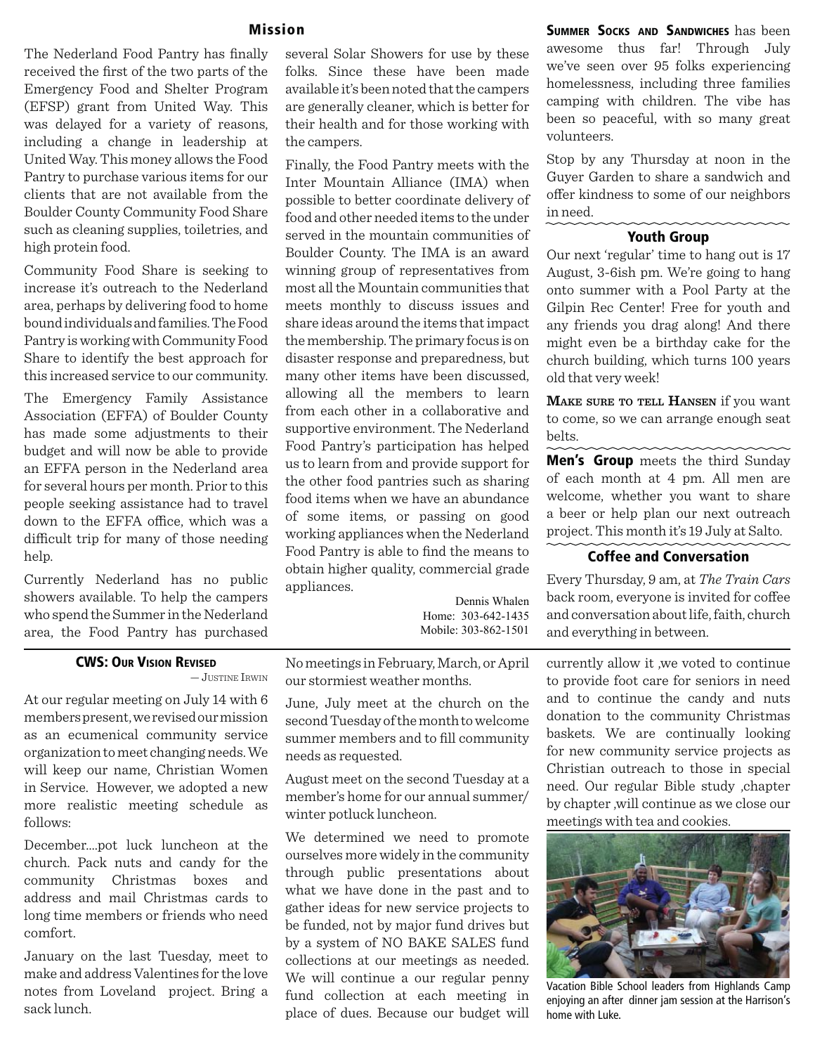## Mission

The Nederland Food Pantry has finally received the first of the two parts of the Emergency Food and Shelter Program (EFSP) grant from United Way. This was delayed for a variety of reasons, including a change in leadership at United Way. This money allows the Food Pantry to purchase various items for our clients that are not available from the Boulder County Community Food Share such as cleaning supplies, toiletries, and high protein food.

Community Food Share is seeking to increase it's outreach to the Nederland area, perhaps by delivering food to home bound individuals and families. The Food Pantry is working with Community Food Share to identify the best approach for this increased service to our community.

The Emergency Family Assistance Association (EFFA) of Boulder County has made some adjustments to their budget and will now be able to provide an EFFA person in the Nederland area for several hours per month. Prior to this people seeking assistance had to travel down to the EFFA office, which was a difficult trip for many of those needing help.

Currently Nederland has no public showers available. To help the campers who spend the Summer in the Nederland area, the Food Pantry has purchased several Solar Showers for use by these folks. Since these have been made available it's been noted that the campers are generally cleaner, which is better for their health and for those working with the campers.

Finally, the Food Pantry meets with the Inter Mountain Alliance (IMA) when possible to better coordinate delivery of food and other needed items to the under served in the mountain communities of Boulder County. The IMA is an award winning group of representatives from most all the Mountain communities that meets monthly to discuss issues and share ideas around the items that impact the membership. The primary focus is on disaster response and preparedness, but many other items have been discussed, allowing all the members to learn from each other in a collaborative and supportive environment. The Nederland Food Pantry's participation has helped us to learn from and provide support for the other food pantries such as sharing food items when we have an abundance of some items, or passing on good working appliances when the Nederland Food Pantry is able to find the means to obtain higher quality, commercial grade appliances.

Dennis Whalen
Home: 303-642-1435
Mobile: 303-862-1501

**Summer Socks and Sandwiches** has been awesome thus far! Through July we've seen over 95 folks experiencing homelessness, including three families camping with children. The vibe has been so peaceful, with so many great volunteers.

Stop by any Thursday at noon in the Guyer Garden to share a sandwich and offer kindness to some of our neighbors in need.

## Youth Group

Our next 'regular' time to hang out is 17 August, 3-6ish pm. We're going to hang onto summer with a Pool Party at the Gilpin Rec Center! Free for youth and any friends you drag along! And there might even be a birthday cake for the church building, which turns 100 years old that very week!

**Make sure to tell Hansen** if you want to come, so we can arrange enough seat belts.

**Men's Group** meets the third Sunday of each month at 4 pm. All men are welcome, whether you want to share a beer or help plan our next outreach project. This month it's 19 July at Salto.

## Coffee and Conversation

Every Thursday, 9 am, at *The Train Cars* back room, everyone is invited for coffee and conversation about life, faith, church and everything in between.

## CWS: Our Vision Revised

— Justine Irwin

At our regular meeting on July 14 with 6 members present, we revised our mission as an ecumenical community service organization to meet changing needs. We will keep our name, Christian Women in Service. However, we adopted a new more realistic meeting schedule as follows:

December....pot luck luncheon at the church. Pack nuts and candy for the community Christmas boxes and address and mail Christmas cards to long time members or friends who need comfort.

January on the last Tuesday, meet to make and address Valentines for the love notes from Loveland project. Bring a sack lunch.

No meetings in February, March, or April our stormiest weather months.

June, July meet at the church on the second Tuesday of the month to welcome summer members and to fill community needs as requested.

August meet on the second Tuesday at a member's home for our annual summer/winter potluck luncheon.

We determined we need to promote ourselves more widely in the community through public presentations about what we have done in the past and to gather ideas for new service projects to be funded, not by major fund drives but by a system of NO BAKE SALES fund collections at our meetings as needed. We will continue a our regular penny fund collection at each meeting in place of dues. Because our budget will currently allow it ,we voted to continue to provide foot care for seniors in need and to continue the candy and nuts donation to the community Christmas baskets. We are continually looking for new community service projects as Christian outreach to those in special need. Our regular Bible study ,chapter by chapter ,will continue as we close our meetings with tea and cookies.

Vacation Bible School leaders from Highlands Camp enjoying an after dinner jam session at the Harrison's home with Luke.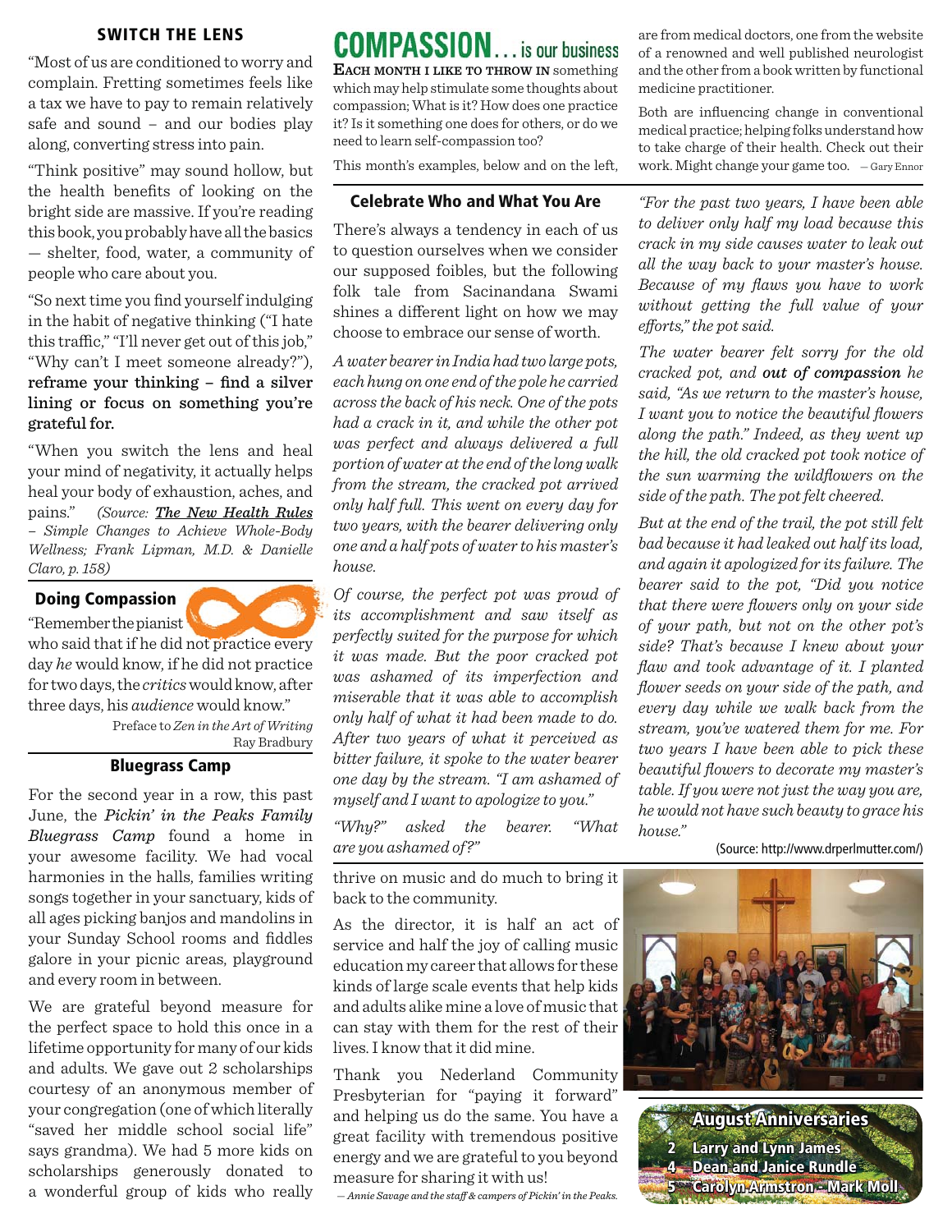## SWITCH THE LENS

"Most of us are conditioned to worry and complain. Fretting sometimes feels like a tax we have to pay to remain relatively safe and sound – and our bodies play along, converting stress into pain.

"Think positive" may sound hollow, but the health benefits of looking on the bright side are massive. If you're reading this book, you probably have all the basics — shelter, food, water, a community of people who care about you.

"So next time you find yourself indulging in the habit of negative thinking ("I hate this traffic," "I'll never get out of this job," "Why can't I meet someone already?"), **reframe your thinking – find a silver lining or focus on something you're grateful for.**

"When you switch the lens and heal your mind of negativity, it actually helps heal your body of exhaustion, aches, and pains." *(Source: **The New Health Rules** – Simple Changes to Achieve Whole-Body Wellness; Frank Lipman, M.D. & Danielle Claro, p. 158)*

## Doing Compassion

"Remember the pianist who said that if he did not practice every day *he* would know, if he did not practice for two days, the *critics* would know, after three days, his *audience* would know."

Preface to *Zen in the Art of Writing*
Ray Bradbury

## Bluegrass Camp

For the second year in a row, this past June, the ***Pickin' in the Peaks Family Bluegrass Camp*** found a home in your awesome facility. We had vocal harmonies in the halls, families writing songs together in your sanctuary, kids of all ages picking banjos and mandolins in your Sunday School rooms and fiddles galore in your picnic areas, playground and every room in between.

We are grateful beyond measure for the perfect space to hold this once in a lifetime opportunity for many of our kids and adults. We gave out 2 scholarships courtesy of an anonymous member of your congregation (one of which literally "saved her middle school social life" says grandma). We had 5 more kids on scholarships generously donated to a wonderful group of kids who really thrive on music and do much to bring it back to the community.

As the director, it is half an act of service and half the joy of calling music education my career that allows for these kinds of large scale events that help kids and adults alike mine a love of music that can stay with them for the rest of their lives. I know that it did mine.

Thank you Nederland Community Presbyterian for "paying it forward" and helping us do the same. You have a great facility with tremendous positive energy and we are grateful to you beyond measure for sharing it with us!

*— Annie Savage and the staff & campers of Pickin' in the Peaks.*

# COMPASSION... is our business

**Each month I like to throw in** something which may help stimulate some thoughts about compassion; What is it? How does one practice it? Is it something one does for others, or do we need to learn self-compassion too?

This month's examples, below and on the left, are from medical doctors, one from the website of a renowned and well published neurologist and the other from a book written by functional medicine practitioner.

Both are influencing change in conventional medical practice; helping folks understand how to take charge of their health. Check out their work. Might change your game too. — Gary Ennor

## Celebrate Who and What You Are

There's always a tendency in each of us to question ourselves when we consider our supposed foibles, but the following folk tale from Sacinandana Swami shines a different light on how we may choose to embrace our sense of worth.

*A water bearer in India had two large pots, each hung on one end of the pole he carried across the back of his neck. One of the pots had a crack in it, and while the other pot was perfect and always delivered a full portion of water at the end of the long walk from the stream, the cracked pot arrived only half full. This went on every day for two years, with the bearer delivering only one and a half pots of water to his master's house.*

*Of course, the perfect pot was proud of its accomplishment and saw itself as perfectly suited for the purpose for which it was made. But the poor cracked pot was ashamed of its imperfection and miserable that it was able to accomplish only half of what it had been made to do. After two years of what it perceived as bitter failure, it spoke to the water bearer one day by the stream. "I am ashamed of myself and I want to apologize to you."*

*"Why?" asked the bearer. "What are you ashamed of?"*

*"For the past two years, I have been able to deliver only half my load because this crack in my side causes water to leak out all the way back to your master's house. Because of my flaws you have to work without getting the full value of your efforts," the pot said.*

*The water bearer felt sorry for the old cracked pot, and **out of compassion** he said, "As we return to the master's house, I want you to notice the beautiful flowers along the path." Indeed, as they went up the hill, the old cracked pot took notice of the sun warming the wildflowers on the side of the path. The pot felt cheered.*

*But at the end of the trail, the pot still felt bad because it had leaked out half its load, and again it apologized for its failure. The bearer said to the pot, "Did you notice that there were flowers only on your side of your path, but not on the other pot's side? That's because I knew about your flaw and took advantage of it. I planted flower seeds on your side of the path, and every day while we walk back from the stream, you've watered them for me. For two years I have been able to pick these beautiful flowers to decorate my master's table. If you were not just the way you are, he would not have such beauty to grace his house."*

(Source: http://www.drperlmutter.com/)

## August Anniversaries

2 Larry and Lynn James
4 Dean and Janice Rundle
5 Carolyn Armstron - Mark Moll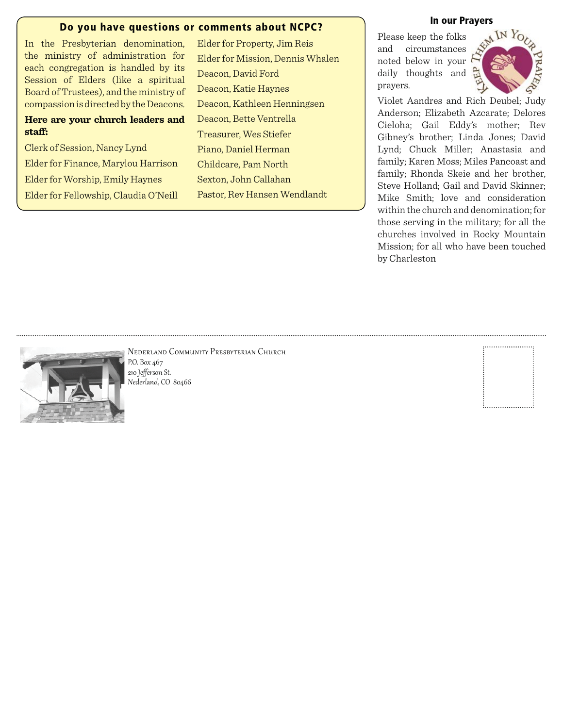## Do you have questions or comments about NCPC?

In the Presbyterian denomination, the ministry of administration for each congregation is handled by its Session of Elders (like a spiritual Board of Trustees), and the ministry of compassion is directed by the Deacons.

**Here are your church leaders and staff:**

Clerk of Session, Nancy Lynd

Elder for Finance, Marylou Harrison

Elder for Worship, Emily Haynes

Elder for Fellowship, Claudia O'Neill

Elder for Property, Jim Reis

Elder for Mission, Dennis Whalen

Deacon, David Ford

Deacon, Katie Haynes

Deacon, Kathleen Henningsen

Deacon, Bette Ventrella

Treasurer, Wes Stiefer

Piano, Daniel Herman

Childcare, Pam North

Sexton, John Callahan

Pastor, Rev Hansen Wendlandt

## In our Prayers

Please keep the folks and circumstances noted below in your daily thoughts and prayers.

Violet Aandres and Rich Deubel; Judy Anderson; Elizabeth Azcarate; Delores Cieloha; Gail Eddy's mother; Rev Gibney's brother; Linda Jones; David Lynd; Chuck Miller; Anastasia and family; Karen Moss; Miles Pancoast and family; Rhonda Skeie and her brother, Steve Holland; Gail and David Skinner; Mike Smith; love and consideration within the church and denomination; for those serving in the military; for all the churches involved in Rocky Mountain Mission; for all who have been touched by Charleston

Nederland Community Presbyterian Church
P.O. Box 467
210 Jefferson St.
Nederland, CO 80466